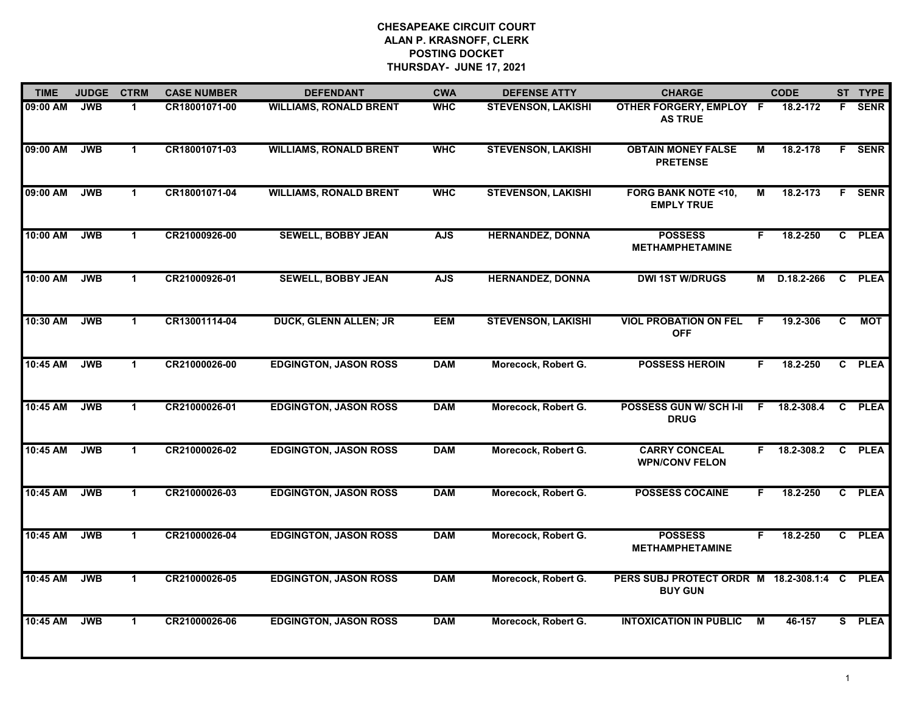# CHESAPEAKE CIRCUIT COURT
## ALAN P. KRASNOFF, CLERK
## POSTING DOCKET
## THURSDAY- JUNE 17, 2021

| TIME | JUDGE | CTRM | CASE NUMBER | DEFENDANT | CWA | DEFENSE ATTY | CHARGE | | CODE | ST | TYPE |
|---|---|---|---|---|---|---|---|---|---|---|---|
| 09:00 AM | JWB | 1 | CR18001071-00 | WILLIAMS, RONALD BRENT | WHC | STEVENSON, LAKISHI | OTHER FORGERY, EMPLOY AS TRUE | F | 18.2-172 | F | SENR |
| 09:00 AM | JWB | 1 | CR18001071-03 | WILLIAMS, RONALD BRENT | WHC | STEVENSON, LAKISHI | OBTAIN MONEY FALSE PRETENSE | M | 18.2-178 | F | SENR |
| 09:00 AM | JWB | 1 | CR18001071-04 | WILLIAMS, RONALD BRENT | WHC | STEVENSON, LAKISHI | FORG BANK NOTE <10, EMPLY TRUE | M | 18.2-173 | F | SENR |
| 10:00 AM | JWB | 1 | CR21000926-00 | SEWELL, BOBBY JEAN | AJS | HERNANDEZ, DONNA | POSSESS METHAMPHETAMINE | F | 18.2-250 | C | PLEA |
| 10:00 AM | JWB | 1 | CR21000926-01 | SEWELL, BOBBY JEAN | AJS | HERNANDEZ, DONNA | DWI 1ST W/DRUGS | M | D.18.2-266 | C | PLEA |
| 10:30 AM | JWB | 1 | CR13001114-04 | DUCK, GLENN ALLEN; JR | EEM | STEVENSON, LAKISHI | VIOL PROBATION ON FEL OFF | F | 19.2-306 | C | MOT |
| 10:45 AM | JWB | 1 | CR21000026-00 | EDGINGTON, JASON ROSS | DAM | Morecock, Robert G. | POSSESS HEROIN | F | 18.2-250 | C | PLEA |
| 10:45 AM | JWB | 1 | CR21000026-01 | EDGINGTON, JASON ROSS | DAM | Morecock, Robert G. | POSSESS GUN W/ SCH I-II DRUG | F | 18.2-308.4 | C | PLEA |
| 10:45 AM | JWB | 1 | CR21000026-02 | EDGINGTON, JASON ROSS | DAM | Morecock, Robert G. | CARRY CONCEAL WPN/CONV FELON | F | 18.2-308.2 | C | PLEA |
| 10:45 AM | JWB | 1 | CR21000026-03 | EDGINGTON, JASON ROSS | DAM | Morecock, Robert G. | POSSESS COCAINE | F | 18.2-250 | C | PLEA |
| 10:45 AM | JWB | 1 | CR21000026-04 | EDGINGTON, JASON ROSS | DAM | Morecock, Robert G. | POSSESS METHAMPHETAMINE | F | 18.2-250 | C | PLEA |
| 10:45 AM | JWB | 1 | CR21000026-05 | EDGINGTON, JASON ROSS | DAM | Morecock, Robert G. | PERS SUBJ PROTECT ORDR BUY GUN | M | 18.2-308.1:4 | C | PLEA |
| 10:45 AM | JWB | 1 | CR21000026-06 | EDGINGTON, JASON ROSS | DAM | Morecock, Robert G. | INTOXICATION IN PUBLIC | M | 46-157 | S | PLEA |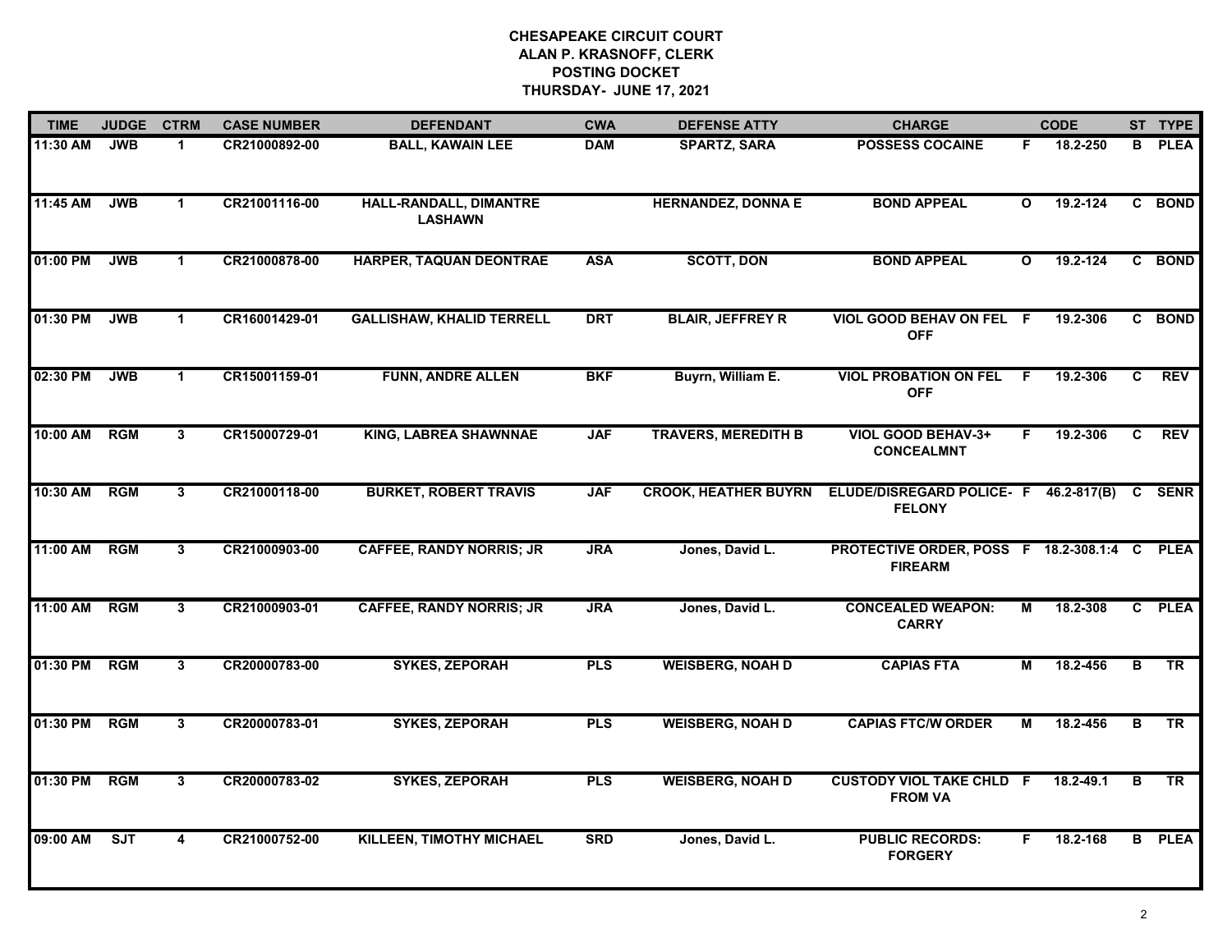**CHESAPEAKE CIRCUIT COURT**
**ALAN P. KRASNOFF, CLERK**
**POSTING DOCKET**
**THURSDAY- JUNE 17, 2021**

| TIME | JUDGE | CTRM | CASE NUMBER | DEFENDANT | CWA | DEFENSE ATTY | CHARGE | | CODE | ST | TYPE |
|---|---|---|---|---|---|---|---|---|---|---|---|
| 11:30 AM | JWB | 1 | CR21000892-00 | BALL, KAWAIN LEE | DAM | SPARTZ, SARA | POSSESS COCAINE | F | 18.2-250 | B | PLEA |
| 11:45 AM | JWB | 1 | CR21001116-00 | HALL-RANDALL, DIMANTRE LASHAWN | | HERNANDEZ, DONNA E | BOND APPEAL | O | 19.2-124 | C | BOND |
| 01:00 PM | JWB | 1 | CR21000878-00 | HARPER, TAQUAN DEONTRAE | ASA | SCOTT, DON | BOND APPEAL | O | 19.2-124 | C | BOND |
| 01:30 PM | JWB | 1 | CR16001429-01 | GALLISHAW, KHALID TERRELL | DRT | BLAIR, JEFFREY R | VIOL GOOD BEHAV ON FEL OFF | F | 19.2-306 | C | BOND |
| 02:30 PM | JWB | 1 | CR15001159-01 | FUNN, ANDRE ALLEN | BKF | Buyrn, William E. | VIOL PROBATION ON FEL OFF | F | 19.2-306 | C | REV |
| 10:00 AM | RGM | 3 | CR15000729-01 | KING, LABREA SHAWNNAE | JAF | TRAVERS, MEREDITH B | VIOL GOOD BEHAV-3+ CONCEALMNT | F | 19.2-306 | C | REV |
| 10:30 AM | RGM | 3 | CR21000118-00 | BURKET, ROBERT TRAVIS | JAF | CROOK, HEATHER BUYRN | ELUDE/DISREGARD POLICE- FELONY | F | 46.2-817(B) | C | SENR |
| 11:00 AM | RGM | 3 | CR21000903-00 | CAFFEE, RANDY NORRIS; JR | JRA | Jones, David L. | PROTECTIVE ORDER, POSS FIREARM | F | 18.2-308.1:4 | C | PLEA |
| 11:00 AM | RGM | 3 | CR21000903-01 | CAFFEE, RANDY NORRIS; JR | JRA | Jones, David L. | CONCEALED WEAPON: CARRY | M | 18.2-308 | C | PLEA |
| 01:30 PM | RGM | 3 | CR20000783-00 | SYKES, ZEPORAH | PLS | WEISBERG, NOAH D | CAPIAS FTA | M | 18.2-456 | B | TR |
| 01:30 PM | RGM | 3 | CR20000783-01 | SYKES, ZEPORAH | PLS | WEISBERG, NOAH D | CAPIAS FTC/W ORDER | M | 18.2-456 | B | TR |
| 01:30 PM | RGM | 3 | CR20000783-02 | SYKES, ZEPORAH | PLS | WEISBERG, NOAH D | CUSTODY VIOL TAKE CHLD FROM VA | F | 18.2-49.1 | B | TR |
| 09:00 AM | SJT | 4 | CR21000752-00 | KILLEEN, TIMOTHY MICHAEL | SRD | Jones, David L. | PUBLIC RECORDS: FORGERY | F | 18.2-168 | B | PLEA |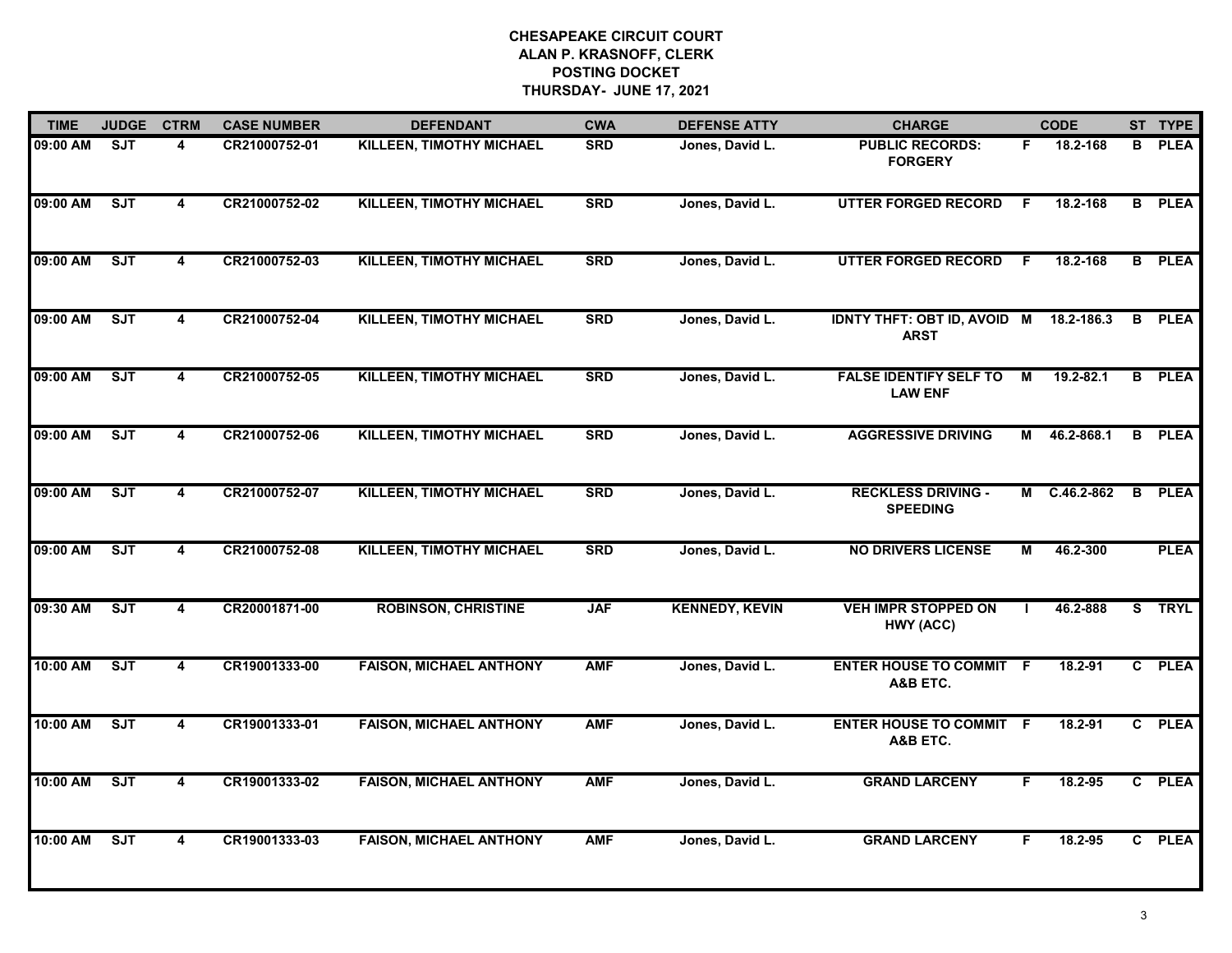**CHESAPEAKE CIRCUIT COURT**
**ALAN P. KRASNOFF, CLERK**
**POSTING DOCKET**
**THURSDAY- JUNE 17, 2021**

| TIME | JUDGE | CTRM | CASE NUMBER | DEFENDANT | CWA | DEFENSE ATTY | CHARGE | | CODE | ST | TYPE |
|---|---|---|---|---|---|---|---|---|---|---|---|
| 09:00 AM | SJT | 4 | CR21000752-01 | KILLEEN, TIMOTHY MICHAEL | SRD | Jones, David L. | PUBLIC RECORDS: FORGERY | F | 18.2-168 | B | PLEA |
| 09:00 AM | SJT | 4 | CR21000752-02 | KILLEEN, TIMOTHY MICHAEL | SRD | Jones, David L. | UTTER FORGED RECORD | F | 18.2-168 | B | PLEA |
| 09:00 AM | SJT | 4 | CR21000752-03 | KILLEEN, TIMOTHY MICHAEL | SRD | Jones, David L. | UTTER FORGED RECORD | F | 18.2-168 | B | PLEA |
| 09:00 AM | SJT | 4 | CR21000752-04 | KILLEEN, TIMOTHY MICHAEL | SRD | Jones, David L. | IDNTY THFT: OBT ID, AVOID ARST | M | 18.2-186.3 | B | PLEA |
| 09:00 AM | SJT | 4 | CR21000752-05 | KILLEEN, TIMOTHY MICHAEL | SRD | Jones, David L. | FALSE IDENTIFY SELF TO LAW ENF | M | 19.2-82.1 | B | PLEA |
| 09:00 AM | SJT | 4 | CR21000752-06 | KILLEEN, TIMOTHY MICHAEL | SRD | Jones, David L. | AGGRESSIVE DRIVING | M | 46.2-868.1 | B | PLEA |
| 09:00 AM | SJT | 4 | CR21000752-07 | KILLEEN, TIMOTHY MICHAEL | SRD | Jones, David L. | RECKLESS DRIVING - SPEEDING | M | C.46.2-862 | B | PLEA |
| 09:00 AM | SJT | 4 | CR21000752-08 | KILLEEN, TIMOTHY MICHAEL | SRD | Jones, David L. | NO DRIVERS LICENSE | M | 46.2-300 | | PLEA |
| 09:30 AM | SJT | 4 | CR20001871-00 | ROBINSON, CHRISTINE | JAF | KENNEDY, KEVIN | VEH IMPR STOPPED ON HWY (ACC) | I | 46.2-888 | S | TRYL |
| 10:00 AM | SJT | 4 | CR19001333-00 | FAISON, MICHAEL ANTHONY | AMF | Jones, David L. | ENTER HOUSE TO COMMIT A&B ETC. | F | 18.2-91 | C | PLEA |
| 10:00 AM | SJT | 4 | CR19001333-01 | FAISON, MICHAEL ANTHONY | AMF | Jones, David L. | ENTER HOUSE TO COMMIT A&B ETC. | F | 18.2-91 | C | PLEA |
| 10:00 AM | SJT | 4 | CR19001333-02 | FAISON, MICHAEL ANTHONY | AMF | Jones, David L. | GRAND LARCENY | F | 18.2-95 | C | PLEA |
| 10:00 AM | SJT | 4 | CR19001333-03 | FAISON, MICHAEL ANTHONY | AMF | Jones, David L. | GRAND LARCENY | F | 18.2-95 | C | PLEA |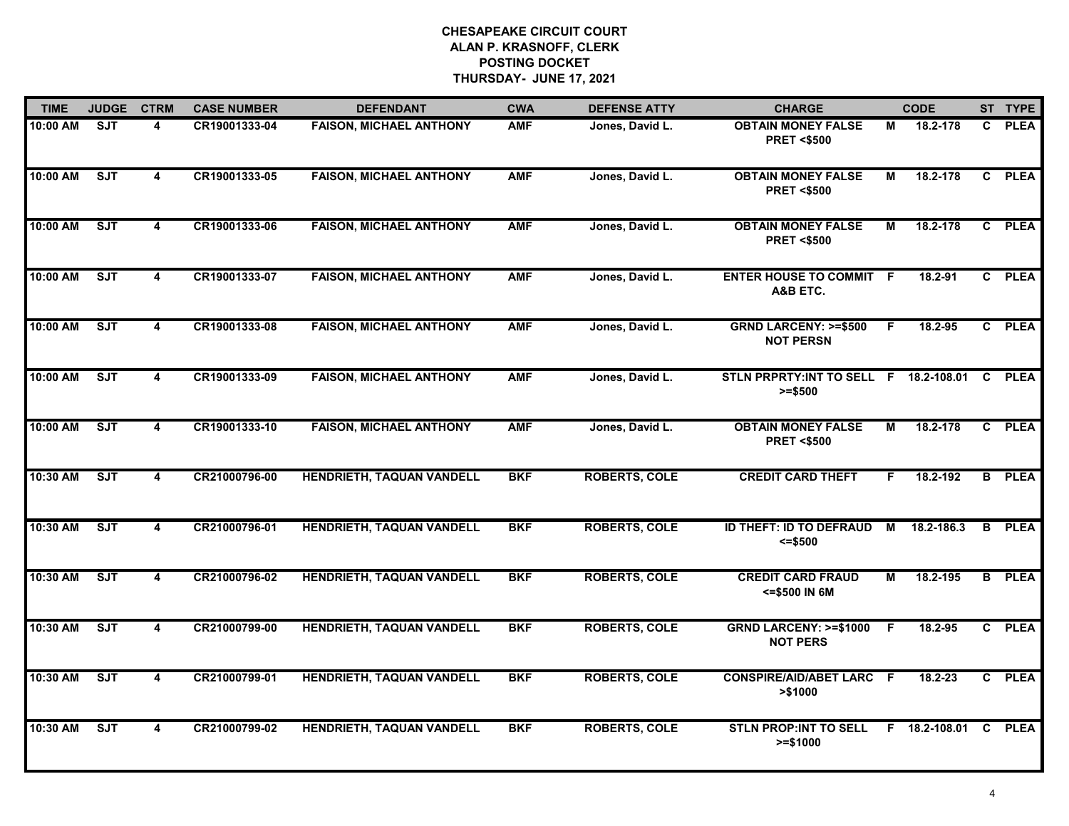**CHESAPEAKE CIRCUIT COURT**
**ALAN P. KRASNOFF, CLERK**
**POSTING DOCKET**
**THURSDAY- JUNE 17, 2021**

| TIME | JUDGE | CTRM | CASE NUMBER | DEFENDANT | CWA | DEFENSE ATTY | CHARGE | | CODE | ST | TYPE |
|---|---|---|---|---|---|---|---|---|---|---|---|
| 10:00 AM | SJT | 4 | CR19001333-04 | FAISON, MICHAEL ANTHONY | AMF | Jones, David L. | OBTAIN MONEY FALSE PRET <$500 | M | 18.2-178 | C | PLEA |
| 10:00 AM | SJT | 4 | CR19001333-05 | FAISON, MICHAEL ANTHONY | AMF | Jones, David L. | OBTAIN MONEY FALSE PRET <$500 | M | 18.2-178 | C | PLEA |
| 10:00 AM | SJT | 4 | CR19001333-06 | FAISON, MICHAEL ANTHONY | AMF | Jones, David L. | OBTAIN MONEY FALSE PRET <$500 | M | 18.2-178 | C | PLEA |
| 10:00 AM | SJT | 4 | CR19001333-07 | FAISON, MICHAEL ANTHONY | AMF | Jones, David L. | ENTER HOUSE TO COMMIT A&B ETC. | F | 18.2-91 | C | PLEA |
| 10:00 AM | SJT | 4 | CR19001333-08 | FAISON, MICHAEL ANTHONY | AMF | Jones, David L. | GRND LARCENY: >=$500 NOT PERSN | F | 18.2-95 | C | PLEA |
| 10:00 AM | SJT | 4 | CR19001333-09 | FAISON, MICHAEL ANTHONY | AMF | Jones, David L. | STLN PRPRTY:INT TO SELL >=$500 | F | 18.2-108.01 | C | PLEA |
| 10:00 AM | SJT | 4 | CR19001333-10 | FAISON, MICHAEL ANTHONY | AMF | Jones, David L. | OBTAIN MONEY FALSE PRET <$500 | M | 18.2-178 | C | PLEA |
| 10:30 AM | SJT | 4 | CR21000796-00 | HENDRIETH, TAQUAN VANDELL | BKF | ROBERTS, COLE | CREDIT CARD THEFT | F | 18.2-192 | B | PLEA |
| 10:30 AM | SJT | 4 | CR21000796-01 | HENDRIETH, TAQUAN VANDELL | BKF | ROBERTS, COLE | ID THEFT: ID TO DEFRAUD <=$500 | M | 18.2-186.3 | B | PLEA |
| 10:30 AM | SJT | 4 | CR21000796-02 | HENDRIETH, TAQUAN VANDELL | BKF | ROBERTS, COLE | CREDIT CARD FRAUD <=$500 IN 6M | M | 18.2-195 | B | PLEA |
| 10:30 AM | SJT | 4 | CR21000799-00 | HENDRIETH, TAQUAN VANDELL | BKF | ROBERTS, COLE | GRND LARCENY: >=$1000 NOT PERS | F | 18.2-95 | C | PLEA |
| 10:30 AM | SJT | 4 | CR21000799-01 | HENDRIETH, TAQUAN VANDELL | BKF | ROBERTS, COLE | CONSPIRE/AID/ABET LARC >$1000 | F | 18.2-23 | C | PLEA |
| 10:30 AM | SJT | 4 | CR21000799-02 | HENDRIETH, TAQUAN VANDELL | BKF | ROBERTS, COLE | STLN PROP:INT TO SELL >=$1000 | F | 18.2-108.01 | C | PLEA |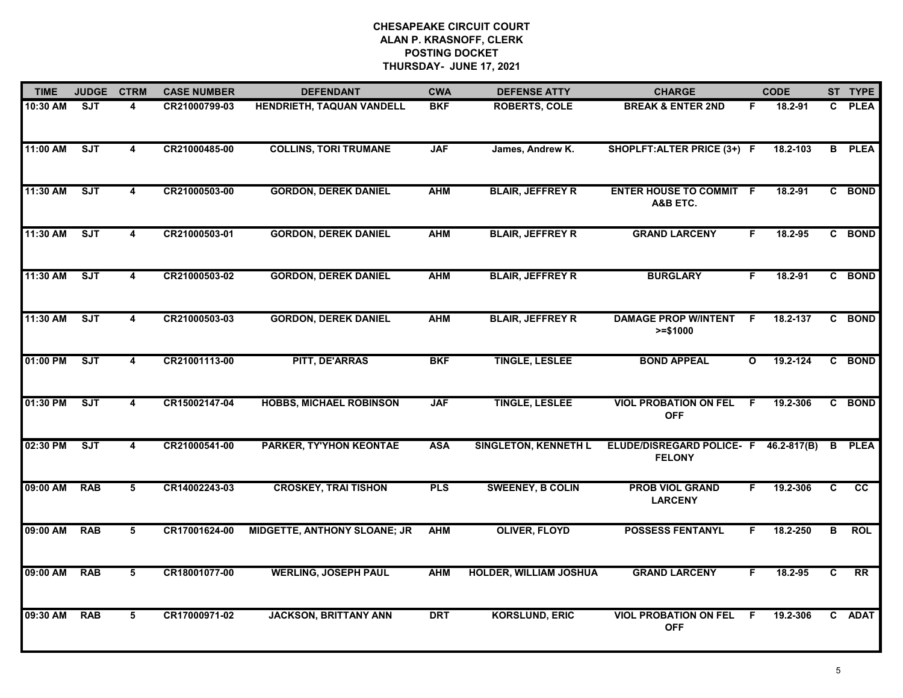**CHESAPEAKE CIRCUIT COURT**
**ALAN P. KRASNOFF, CLERK**
**POSTING DOCKET**
**THURSDAY- JUNE 17, 2021**

| TIME | JUDGE | CTRM | CASE NUMBER | DEFENDANT | CWA | DEFENSE ATTY | CHARGE | | CODE | ST | TYPE |
|---|---|---|---|---|---|---|---|---|---|---|---|
| 10:30 AM | SJT | 4 | CR21000799-03 | HENDRIETH, TAQUAN VANDELL | BKF | ROBERTS, COLE | BREAK & ENTER 2ND | F | 18.2-91 | C | PLEA |
| 11:00 AM | SJT | 4 | CR21000485-00 | COLLINS, TORI TRUMANE | JAF | James, Andrew K. | SHOPLFT:ALTER PRICE (3+) | F | 18.2-103 | B | PLEA |
| 11:30 AM | SJT | 4 | CR21000503-00 | GORDON, DEREK DANIEL | AHM | BLAIR, JEFFREY R | ENTER HOUSE TO COMMIT A&B ETC. | F | 18.2-91 | C | BOND |
| 11:30 AM | SJT | 4 | CR21000503-01 | GORDON, DEREK DANIEL | AHM | BLAIR, JEFFREY R | GRAND LARCENY | F | 18.2-95 | C | BOND |
| 11:30 AM | SJT | 4 | CR21000503-02 | GORDON, DEREK DANIEL | AHM | BLAIR, JEFFREY R | BURGLARY | F | 18.2-91 | C | BOND |
| 11:30 AM | SJT | 4 | CR21000503-03 | GORDON, DEREK DANIEL | AHM | BLAIR, JEFFREY R | DAMAGE PROP W/INTENT >=$1000 | F | 18.2-137 | C | BOND |
| 01:00 PM | SJT | 4 | CR21001113-00 | PITT, DE'ARRAS | BKF | TINGLE, LESLEE | BOND APPEAL | O | 19.2-124 | C | BOND |
| 01:30 PM | SJT | 4 | CR15002147-04 | HOBBS, MICHAEL ROBINSON | JAF | TINGLE, LESLEE | VIOL PROBATION ON FEL OFF | F | 19.2-306 | C | BOND |
| 02:30 PM | SJT | 4 | CR21000541-00 | PARKER, TY'YHON KEONTAE | ASA | SINGLETON, KENNETH L | ELUDE/DISREGARD POLICE-FELONY | F | 46.2-817(B) | B | PLEA |
| 09:00 AM | RAB | 5 | CR14002243-03 | CROSKEY, TRAI TISHON | PLS | SWEENEY, B COLIN | PROB VIOL GRAND LARCENY | F | 19.2-306 | C | CC |
| 09:00 AM | RAB | 5 | CR17001624-00 | MIDGETTE, ANTHONY SLOANE; JR | AHM | OLIVER, FLOYD | POSSESS FENTANYL | F | 18.2-250 | B | ROL |
| 09:00 AM | RAB | 5 | CR18001077-00 | WERLING, JOSEPH PAUL | AHM | HOLDER, WILLIAM JOSHUA | GRAND LARCENY | F | 18.2-95 | C | RR |
| 09:30 AM | RAB | 5 | CR17000971-02 | JACKSON, BRITTANY ANN | DRT | KORSLUND, ERIC | VIOL PROBATION ON FEL OFF | F | 19.2-306 | C | ADAT |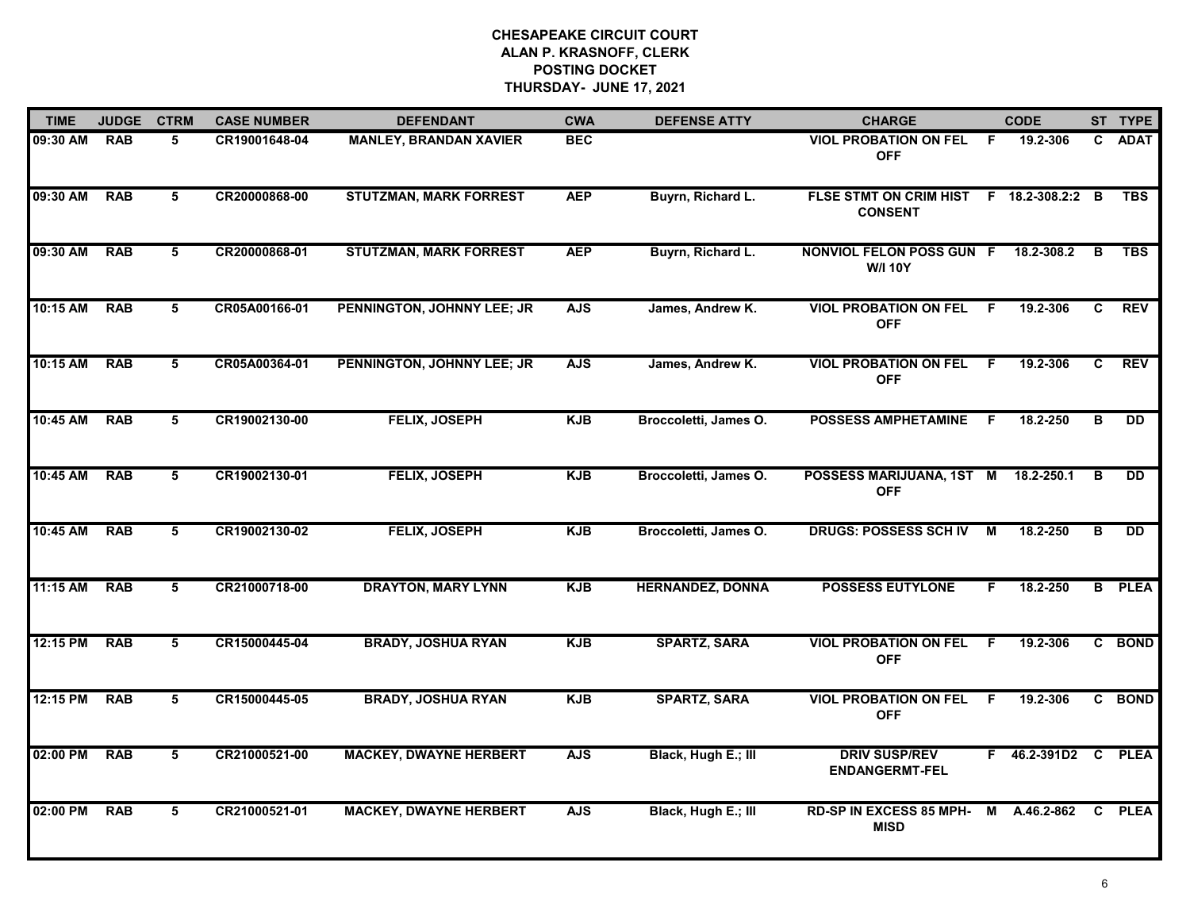**CHESAPEAKE CIRCUIT COURT**
**ALAN P. KRASNOFF, CLERK**
**POSTING DOCKET**
**THURSDAY- JUNE 17, 2021**

| TIME | JUDGE | CTRM | CASE NUMBER | DEFENDANT | CWA | DEFENSE ATTY | CHARGE | | CODE | ST | TYPE |
|---|---|---|---|---|---|---|---|---|---|---|---|
| 09:30 AM | RAB | 5 | CR19001648-04 | MANLEY, BRANDAN XAVIER | BEC | | VIOL PROBATION ON FEL OFF | F | 19.2-306 | C | ADAT |
| 09:30 AM | RAB | 5 | CR20000868-00 | STUTZMAN, MARK FORREST | AEP | Buyrn, Richard L. | FLSE STMT ON CRIM HIST CONSENT | F | 18.2-308.2:2 | B | TBS |
| 09:30 AM | RAB | 5 | CR20000868-01 | STUTZMAN, MARK FORREST | AEP | Buyrn, Richard L. | NONVIOL FELON POSS GUN W/I 10Y | F | 18.2-308.2 | B | TBS |
| 10:15 AM | RAB | 5 | CR05A00166-01 | PENNINGTON, JOHNNY LEE; JR | AJS | James, Andrew K. | VIOL PROBATION ON FEL OFF | F | 19.2-306 | C | REV |
| 10:15 AM | RAB | 5 | CR05A00364-01 | PENNINGTON, JOHNNY LEE; JR | AJS | James, Andrew K. | VIOL PROBATION ON FEL OFF | F | 19.2-306 | C | REV |
| 10:45 AM | RAB | 5 | CR19002130-00 | FELIX, JOSEPH | KJB | Broccoletti, James O. | POSSESS AMPHETAMINE | F | 18.2-250 | B | DD |
| 10:45 AM | RAB | 5 | CR19002130-01 | FELIX, JOSEPH | KJB | Broccoletti, James O. | POSSESS MARIJUANA, 1ST OFF | M | 18.2-250.1 | B | DD |
| 10:45 AM | RAB | 5 | CR19002130-02 | FELIX, JOSEPH | KJB | Broccoletti, James O. | DRUGS: POSSESS SCH IV | M | 18.2-250 | B | DD |
| 11:15 AM | RAB | 5 | CR21000718-00 | DRAYTON, MARY LYNN | KJB | HERNANDEZ, DONNA | POSSESS EUTYLONE | F | 18.2-250 | B | PLEA |
| 12:15 PM | RAB | 5 | CR15000445-04 | BRADY, JOSHUA RYAN | KJB | SPARTZ, SARA | VIOL PROBATION ON FEL OFF | F | 19.2-306 | C | BOND |
| 12:15 PM | RAB | 5 | CR15000445-05 | BRADY, JOSHUA RYAN | KJB | SPARTZ, SARA | VIOL PROBATION ON FEL OFF | F | 19.2-306 | C | BOND |
| 02:00 PM | RAB | 5 | CR21000521-00 | MACKEY, DWAYNE HERBERT | AJS | Black, Hugh E.; III | DRIV SUSP/REV ENDANGERMT-FEL | F | 46.2-391D2 | C | PLEA |
| 02:00 PM | RAB | 5 | CR21000521-01 | MACKEY, DWAYNE HERBERT | AJS | Black, Hugh E.; III | RD-SP IN EXCESS 85 MPH-MISD | M | A.46.2-862 | C | PLEA |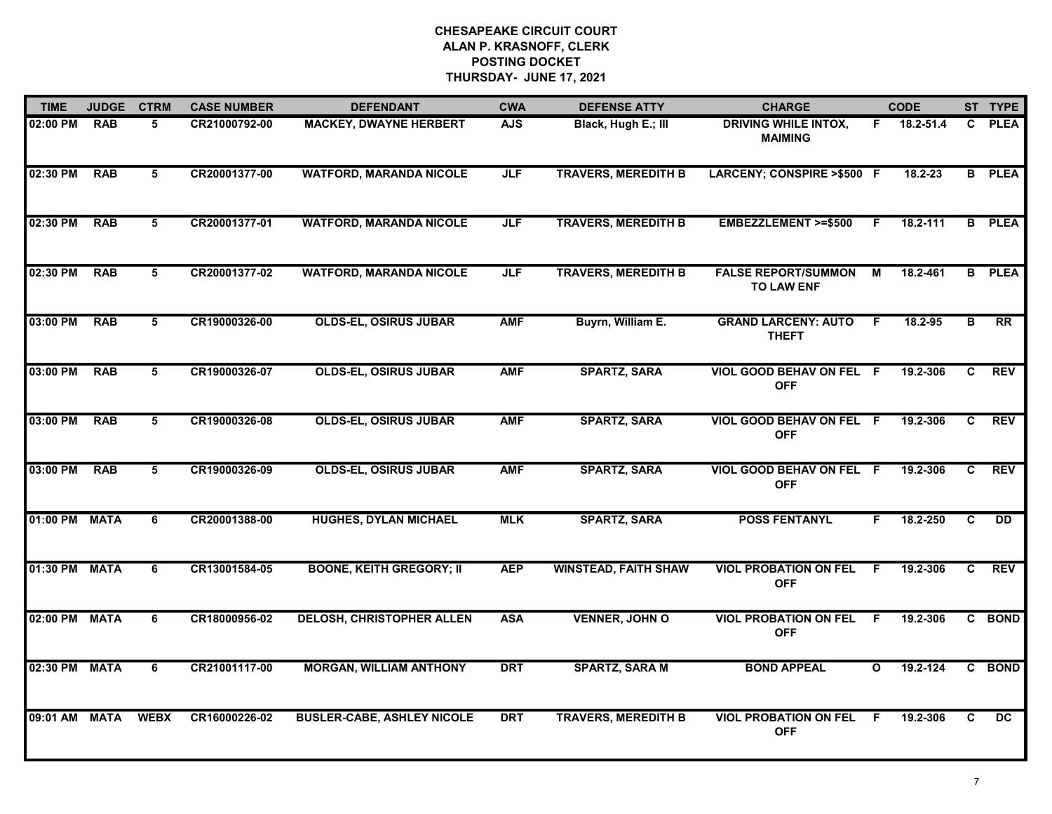**CHESAPEAKE CIRCUIT COURT**
**ALAN P. KRASNOFF, CLERK**
**POSTING DOCKET**
**THURSDAY- JUNE 17, 2021**

| TIME | JUDGE | CTRM | CASE NUMBER | DEFENDANT | CWA | DEFENSE ATTY | CHARGE | | CODE | ST | TYPE |
|---|---|---|---|---|---|---|---|---|---|---|---|
| 02:00 PM | RAB | 5 | CR21000792-00 | MACKEY, DWAYNE HERBERT | AJS | Black, Hugh E.; III | DRIVING WHILE INTOX, MAIMING | F | 18.2-51.4 | C | PLEA |
| 02:30 PM | RAB | 5 | CR20001377-00 | WATFORD, MARANDA NICOLE | JLF | TRAVERS, MEREDITH B | LARCENY; CONSPIRE >$500 | F | 18.2-23 | B | PLEA |
| 02:30 PM | RAB | 5 | CR20001377-01 | WATFORD, MARANDA NICOLE | JLF | TRAVERS, MEREDITH B | EMBEZZLEMENT >=$500 | F | 18.2-111 | B | PLEA |
| 02:30 PM | RAB | 5 | CR20001377-02 | WATFORD, MARANDA NICOLE | JLF | TRAVERS, MEREDITH B | FALSE REPORT/SUMMON TO LAW ENF | M | 18.2-461 | B | PLEA |
| 03:00 PM | RAB | 5 | CR19000326-00 | OLDS-EL, OSIRUS JUBAR | AMF | Buyrn, William E. | GRAND LARCENY: AUTO THEFT | F | 18.2-95 | B | RR |
| 03:00 PM | RAB | 5 | CR19000326-07 | OLDS-EL, OSIRUS JUBAR | AMF | SPARTZ, SARA | VIOL GOOD BEHAV ON FEL OFF | F | 19.2-306 | C | REV |
| 03:00 PM | RAB | 5 | CR19000326-08 | OLDS-EL, OSIRUS JUBAR | AMF | SPARTZ, SARA | VIOL GOOD BEHAV ON FEL OFF | F | 19.2-306 | C | REV |
| 03:00 PM | RAB | 5 | CR19000326-09 | OLDS-EL, OSIRUS JUBAR | AMF | SPARTZ, SARA | VIOL GOOD BEHAV ON FEL OFF | F | 19.2-306 | C | REV |
| 01:00 PM | MATA | 6 | CR20001388-00 | HUGHES, DYLAN MICHAEL | MLK | SPARTZ, SARA | POSS FENTANYL | F | 18.2-250 | C | DD |
| 01:30 PM | MATA | 6 | CR13001584-05 | BOONE, KEITH GREGORY; II | AEP | WINSTEAD, FAITH SHAW | VIOL PROBATION ON FEL OFF | F | 19.2-306 | C | REV |
| 02:00 PM | MATA | 6 | CR18000956-02 | DELOSH, CHRISTOPHER ALLEN | ASA | VENNER, JOHN O | VIOL PROBATION ON FEL OFF | F | 19.2-306 | C | BOND |
| 02:30 PM | MATA | 6 | CR21001117-00 | MORGAN, WILLIAM ANTHONY | DRT | SPARTZ, SARA M | BOND APPEAL | O | 19.2-124 | C | BOND |
| 09:01 AM | MATA | WEBX | CR16000226-02 | BUSLER-CABE, ASHLEY NICOLE | DRT | TRAVERS, MEREDITH B | VIOL PROBATION ON FEL OFF | F | 19.2-306 | C | DC |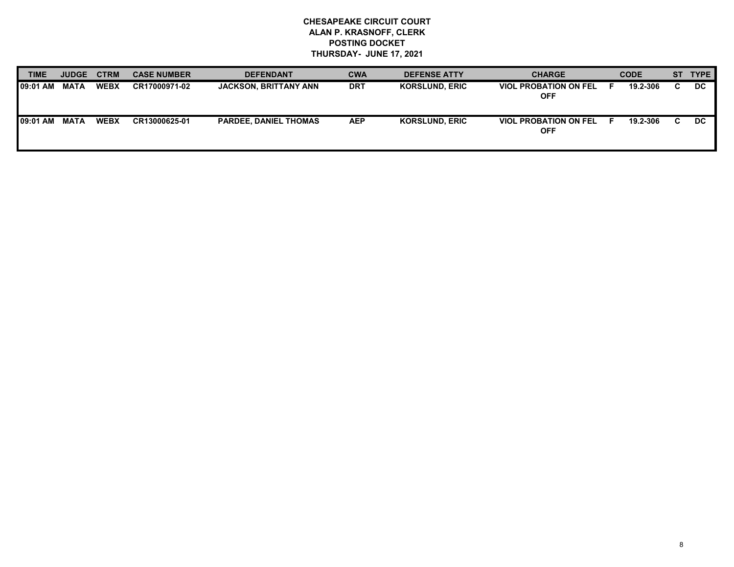**CHESAPEAKE CIRCUIT COURT**
**ALAN P. KRASNOFF, CLERK**
**POSTING DOCKET**
**THURSDAY- JUNE 17, 2021**

| TIME | JUDGE | CTRM | CASE NUMBER | DEFENDANT | CWA | DEFENSE ATTY | CHARGE | | CODE | ST | TYPE |
|---|---|---|---|---|---|---|---|---|---|---|---|
| 09:01 AM | MATA | WEBX | CR17000971-02 | JACKSON, BRITTANY ANN | DRT | KORSLUND, ERIC | VIOL PROBATION ON FEL OFF | F | 19.2-306 | C | DC |
| 09:01 AM | MATA | WEBX | CR13000625-01 | PARDEE, DANIEL THOMAS | AEP | KORSLUND, ERIC | VIOL PROBATION ON FEL OFF | F | 19.2-306 | C | DC |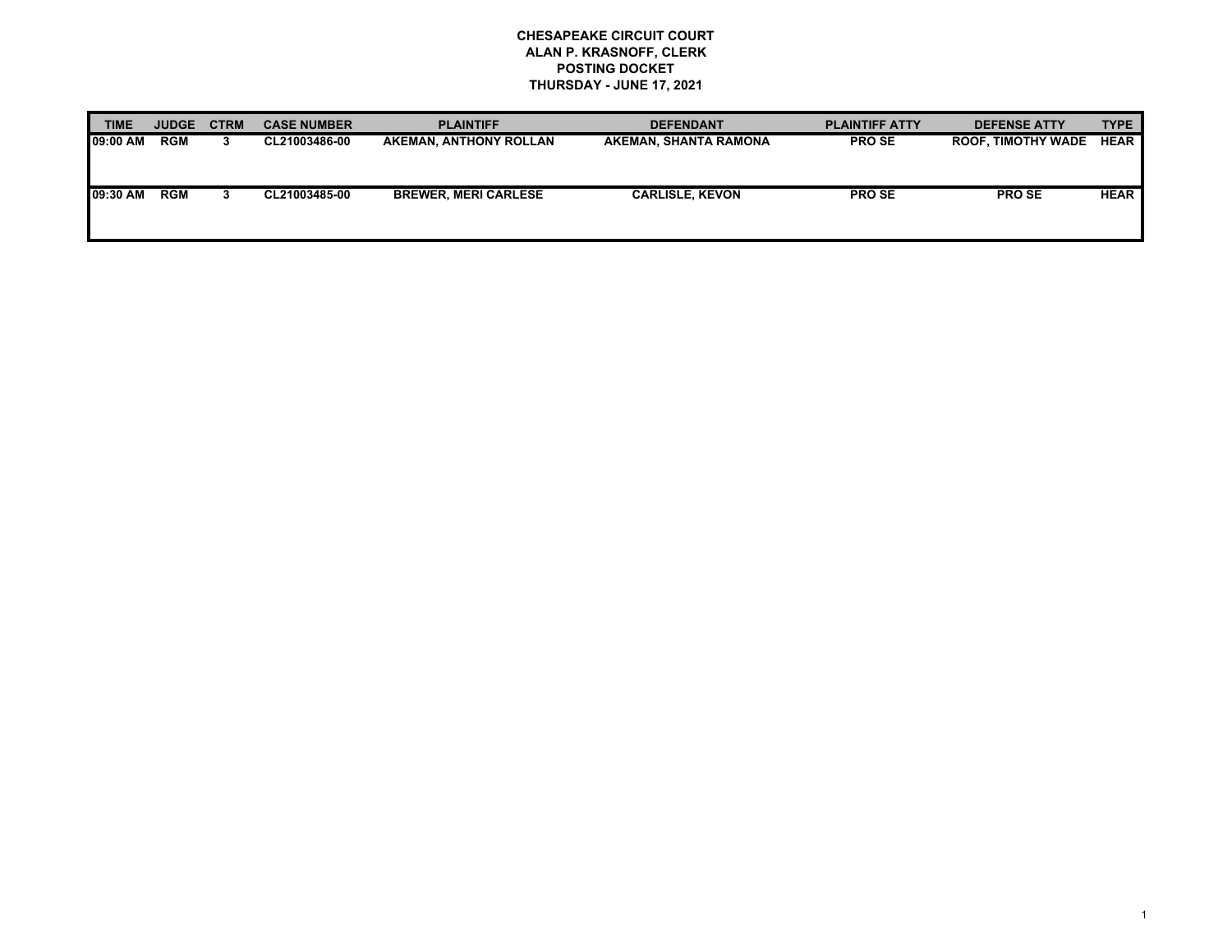**CHESAPEAKE CIRCUIT COURT**
**ALAN P. KRASNOFF, CLERK**
**POSTING DOCKET**
**THURSDAY - JUNE 17, 2021**

| TIME | JUDGE | CTRM | CASE NUMBER | PLAINTIFF | DEFENDANT | PLAINTIFF ATTY | DEFENSE ATTY | TYPE |
|---|---|---|---|---|---|---|---|---|
| 09:00 AM | RGM | 3 | CL21003486-00 | AKEMAN, ANTHONY ROLLAN | AKEMAN, SHANTA RAMONA | PRO SE | ROOF, TIMOTHY WADE | HEAR |
| 09:30 AM | RGM | 3 | CL21003485-00 | BREWER, MERI CARLESE | CARLISLE, KEVON | PRO SE | PRO SE | HEAR |